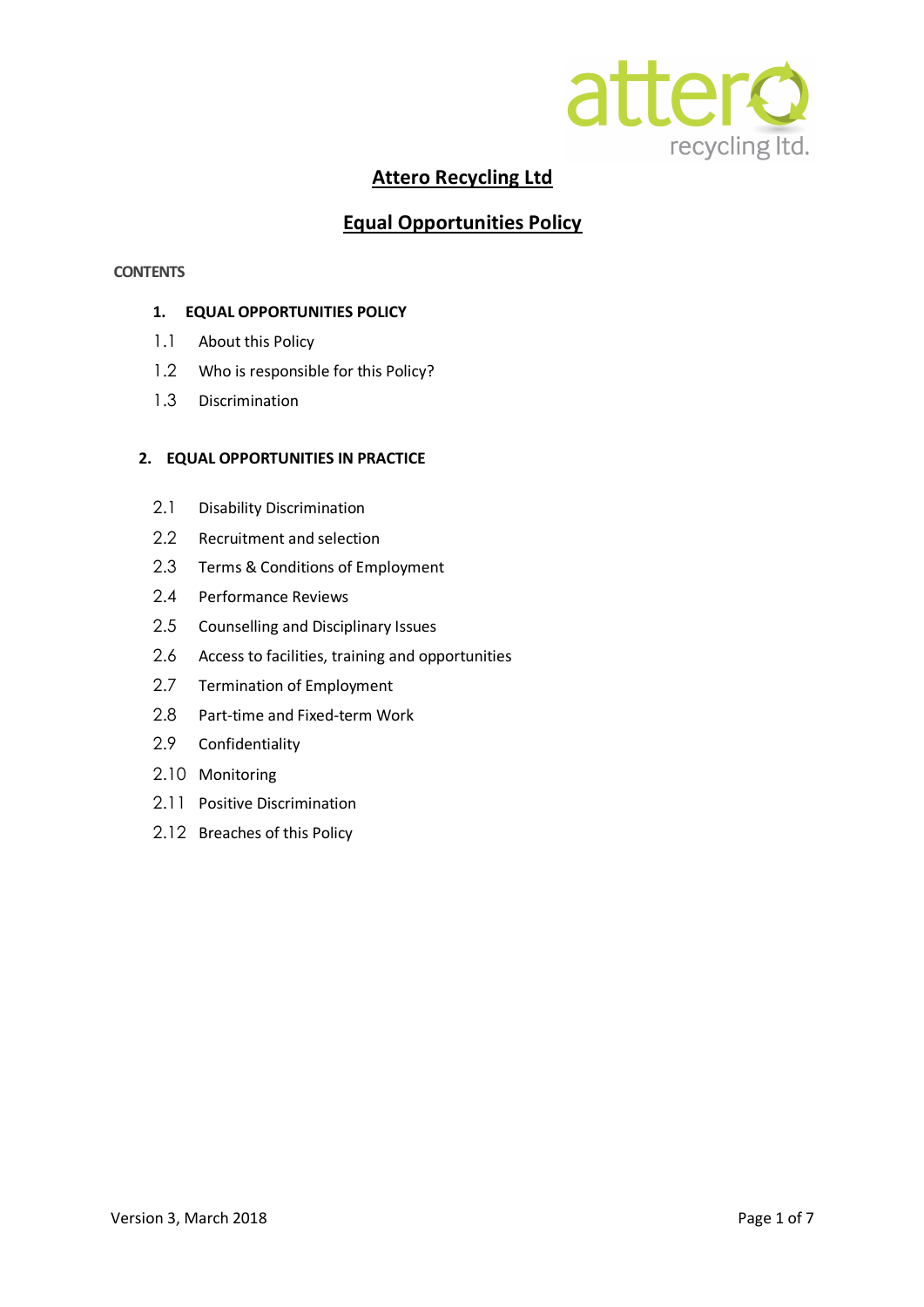# Attero Recycling Ltd

## Equal Opportunities Policy

**CONTENTS**

**1. EQUAL OPPORTUNITIES POLICY**

1.1 About this Policy

1.2 Who is responsible for this Policy?

1.3 Discrimination

**2. EQUAL OPPORTUNITIES IN PRACTICE**

2.1 Disability Discrimination

2.2 Recruitment and selection

2.3 Terms & Conditions of Employment

2.4 Performance Reviews

2.5 Counselling and Disciplinary Issues

2.6 Access to facilities, training and opportunities

2.7 Termination of Employment

2.8 Part-time and Fixed-term Work

2.9 Confidentiality

2.10 Monitoring

2.11 Positive Discrimination

2.12 Breaches of this Policy

Version 3, March 2018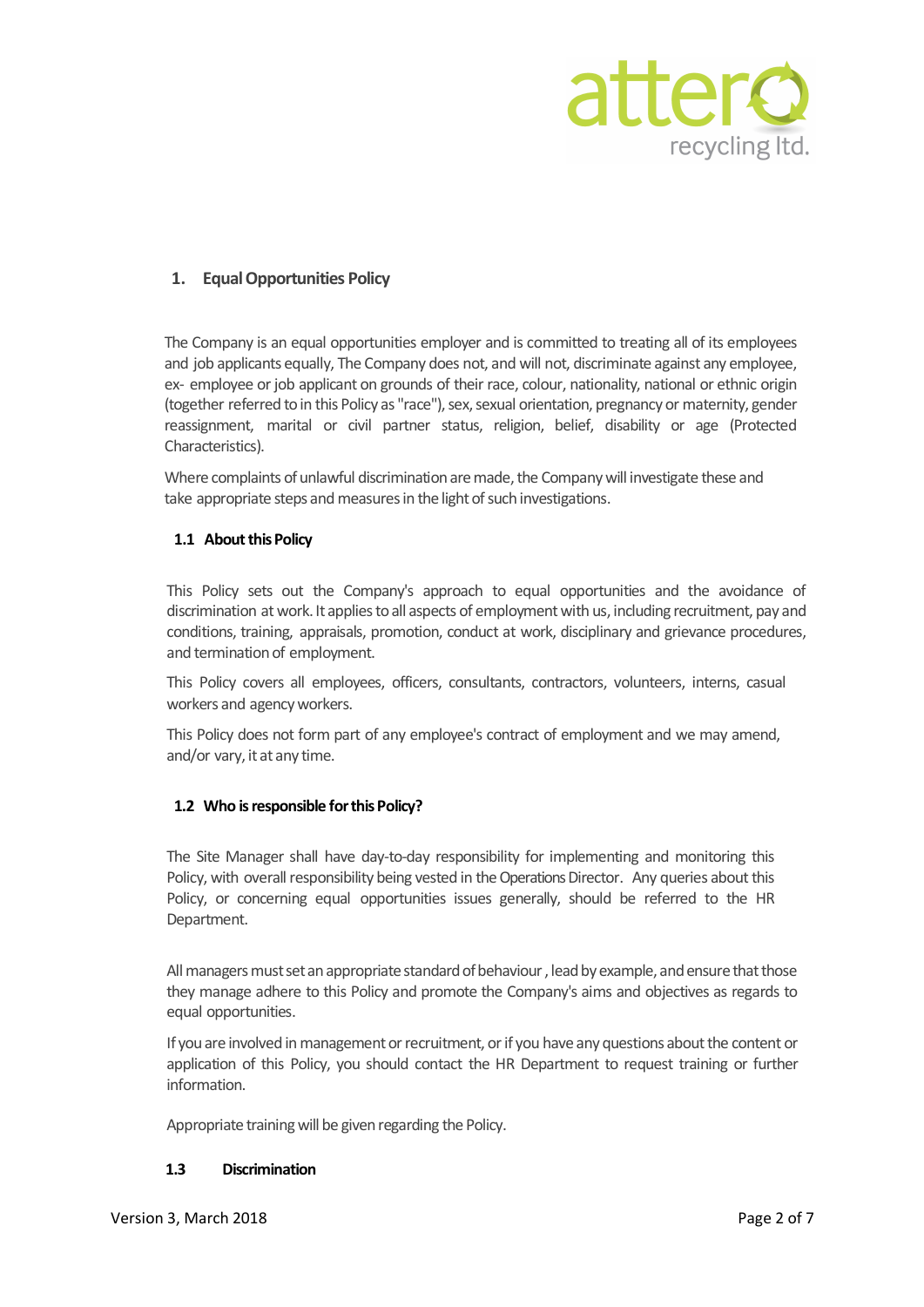## 1. Equal Opportunities Policy

The Company is an equal opportunities employer and is committed to treating all of its employees and job applicants equally, The Company does not, and will not, discriminate against any employee, ex- employee or job applicant on grounds of their race, colour, nationality, national or ethnic origin (together referred to in this Policy as "race"), sex, sexual orientation, pregnancy or maternity, gender reassignment, marital or civil partner status, religion, belief, disability or age (Protected Characteristics).

Where complaints of unlawful discrimination are made, the Company will investigate these and take appropriate steps and measures in the light of such investigations.

### 1.1 About this Policy

This Policy sets out the Company's approach to equal opportunities and the avoidance of discrimination at work. It applies to all aspects of employment with us, including recruitment, pay and conditions, training, appraisals, promotion, conduct at work, disciplinary and grievance procedures, and termination of employment.

This Policy covers all employees, officers, consultants, contractors, volunteers, interns, casual workers and agency workers.

This Policy does not form part of any employee's contract of employment and we may amend, and/or vary, it at any time.

### 1.2 Who is responsible for this Policy?

The Site Manager shall have day-to-day responsibility for implementing and monitoring this Policy, with overall responsibility being vested in the Operations Director. Any queries about this Policy, or concerning equal opportunities issues generally, should be referred to the HR Department.

All managers must set an appropriate standard of behaviour , lead by example, and ensure that those they manage adhere to this Policy and promote the Company's aims and objectives as regards to equal opportunities.

If you are involved in management or recruitment, or if you have any questions about the content or application of this Policy, you should contact the HR Department to request training or further information.

Appropriate training will be given regarding the Policy.

### 1.3 Discrimination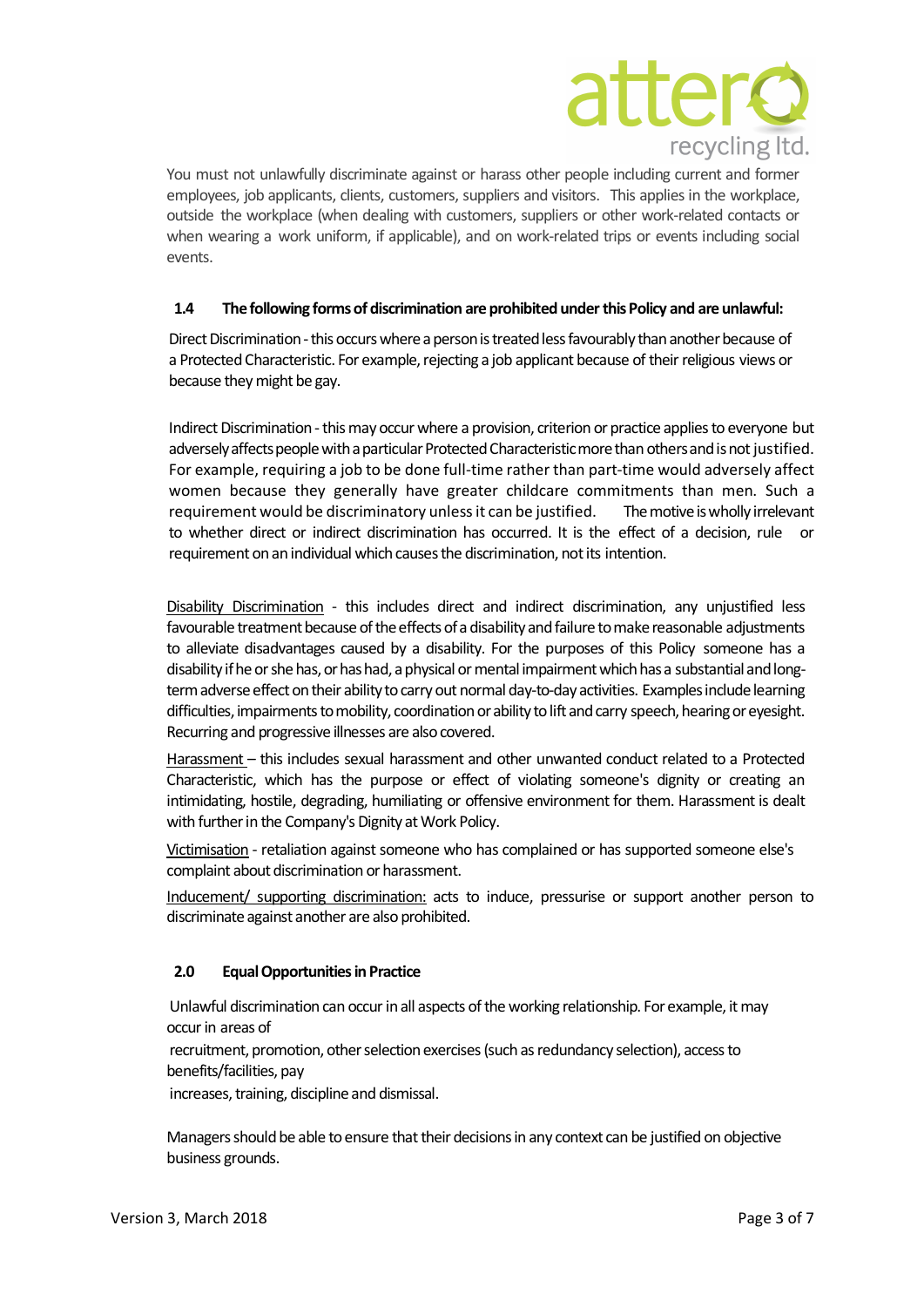You must not unlawfully discriminate against or harass other people including current and former employees, job applicants, clients, customers, suppliers and visitors. This applies in the workplace, outside the workplace (when dealing with customers, suppliers or other work-related contacts or when wearing a work uniform, if applicable), and on work-related trips or events including social events.

### 1.4 The following forms of discrimination are prohibited under this Policy and are unlawful:

Direct Discrimination - this occurs where a person is treated less favourably than another because of a Protected Characteristic. For example, rejecting a job applicant because of their religious views or because they might be gay.

Indirect Discrimination - this may occur where a provision, criterion or practice applies to everyone but adversely affects people with a particular Protected Characteristic more than others and is not justified. For example, requiring a job to be done full-time rather than part-time would adversely affect women because they generally have greater childcare commitments than men. Such a requirement would be discriminatory unless it can be justified. The motive is wholly irrelevant to whether direct or indirect discrimination has occurred. It is the effect of a decision, rule or requirement on an individual which causes the discrimination, not its intention.

Disability Discrimination - this includes direct and indirect discrimination, any unjustified less favourable treatment because of the effects of a disability and failure to make reasonable adjustments to alleviate disadvantages caused by a disability. For the purposes of this Policy someone has a disability if he or she has, or has had, a physical or mental impairment which has a substantial and long-term adverse effect on their ability to carry out normal day-to-day activities. Examples include learning difficulties, impairments to mobility, coordination or ability to lift and carry speech, hearing or eyesight. Recurring and progressive illnesses are also covered.

Harassment – this includes sexual harassment and other unwanted conduct related to a Protected Characteristic, which has the purpose or effect of violating someone's dignity or creating an intimidating, hostile, degrading, humiliating or offensive environment for them. Harassment is dealt with further in the Company's Dignity at Work Policy.

Victimisation - retaliation against someone who has complained or has supported someone else's complaint about discrimination or harassment.

Inducement/ supporting discrimination: acts to induce, pressurise or support another person to discriminate against another are also prohibited.

## 2.0 Equal Opportunities in Practice

Unlawful discrimination can occur in all aspects of the working relationship. For example, it may occur in areas of recruitment, promotion, other selection exercises (such as redundancy selection), access to benefits/facilities, pay increases, training, discipline and dismissal.

Managers should be able to ensure that their decisions in any context can be justified on objective business grounds.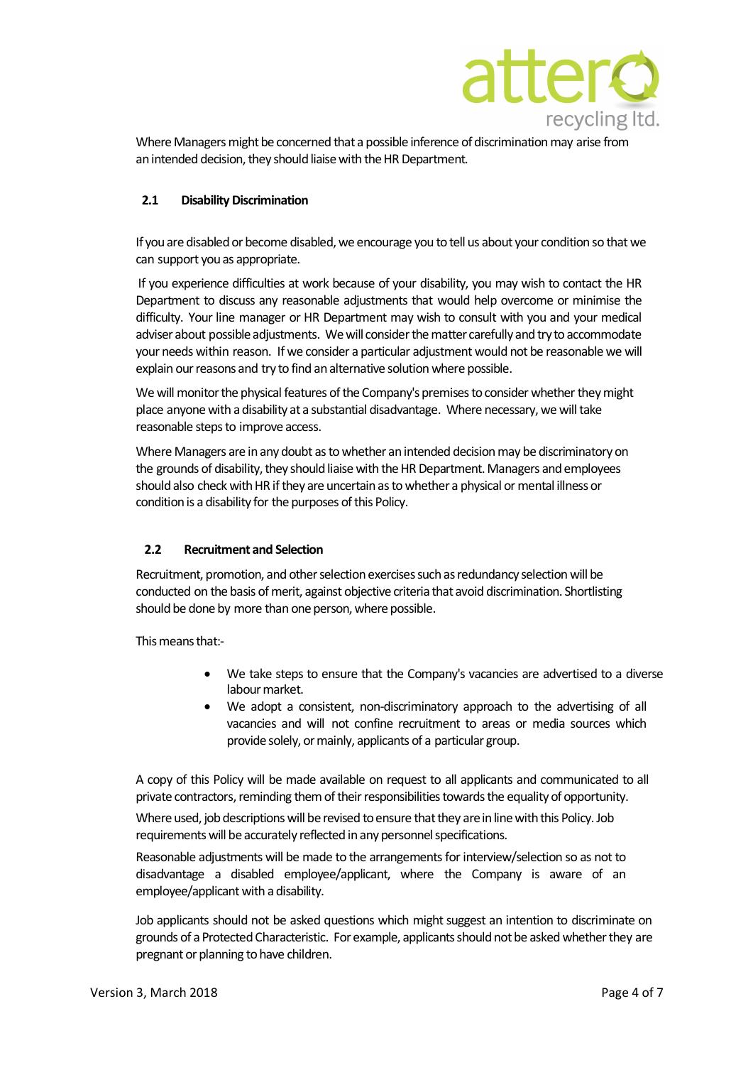Where Managers might be concerned that a possible inference of discrimination may arise from an intended decision, they should liaise with the HR Department.

### 2.1 Disability Discrimination

If you are disabled or become disabled, we encourage you to tell us about your condition so that we can support you as appropriate.

If you experience difficulties at work because of your disability, you may wish to contact the HR Department to discuss any reasonable adjustments that would help overcome or minimise the difficulty. Your line manager or HR Department may wish to consult with you and your medical adviser about possible adjustments. We will consider the matter carefully and try to accommodate your needs within reason. If we consider a particular adjustment would not be reasonable we will explain our reasons and try to find an alternative solution where possible.

We will monitor the physical features of the Company's premises to consider whether they might place anyone with a disability at a substantial disadvantage. Where necessary, we will take reasonable steps to improve access.

Where Managers are in any doubt as to whether an intended decision may be discriminatory on the grounds of disability, they should liaise with the HR Department. Managers and employees should also check with HR if they are uncertain as to whether a physical or mental illness or condition is a disability for the purposes of this Policy.

### 2.2 Recruitment and Selection

Recruitment, promotion, and other selection exercises such as redundancy selection will be conducted on the basis of merit, against objective criteria that avoid discrimination. Shortlisting should be done by more than one person, where possible.

This means that:-

- We take steps to ensure that the Company's vacancies are advertised to a diverse labour market.
- We adopt a consistent, non-discriminatory approach to the advertising of all vacancies and will not confine recruitment to areas or media sources which provide solely, or mainly, applicants of a particular group.

A copy of this Policy will be made available on request to all applicants and communicated to all private contractors, reminding them of their responsibilities towards the equality of opportunity.

Where used, job descriptions will be revised to ensure that they are in line with this Policy. Job requirements will be accurately reflected in any personnel specifications.

Reasonable adjustments will be made to the arrangements for interview/selection so as not to disadvantage a disabled employee/applicant, where the Company is aware of an employee/applicant with a disability.

Job applicants should not be asked questions which might suggest an intention to discriminate on grounds of a Protected Characteristic. For example, applicants should not be asked whether they are pregnant or planning to have children.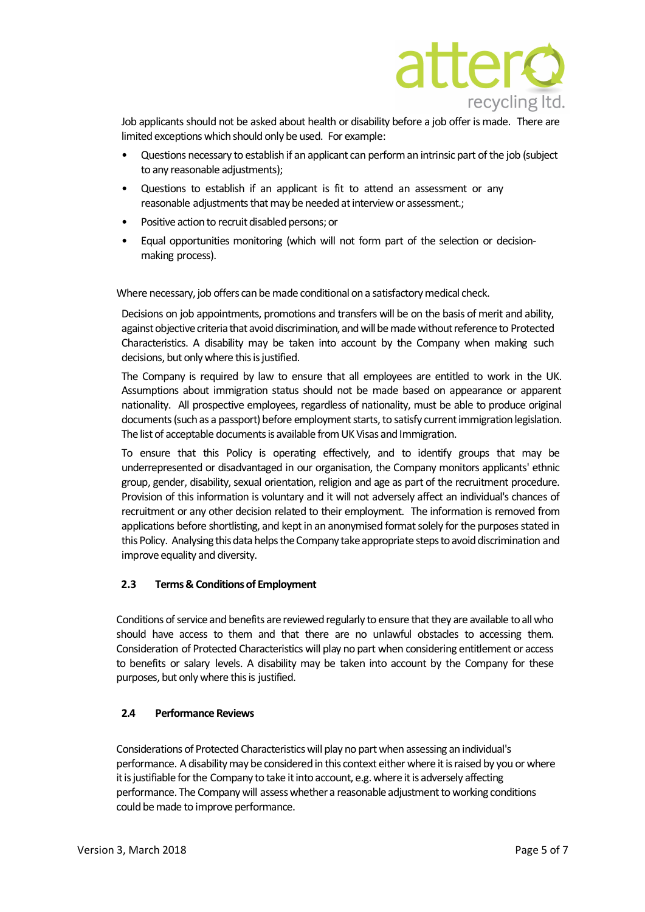Job applicants should not be asked about health or disability before a job offer is made. There are limited exceptions which should only be used. For example:

- Questions necessary to establish if an applicant can perform an intrinsic part of the job (subject to any reasonable adjustments);
- Questions to establish if an applicant is fit to attend an assessment or any reasonable adjustments that may be needed at interview or assessment.;
- Positive action to recruit disabled persons; or
- Equal opportunities monitoring (which will not form part of the selection or decision-making process).

Where necessary, job offers can be made conditional on a satisfactory medical check.

Decisions on job appointments, promotions and transfers will be on the basis of merit and ability, against objective criteria that avoid discrimination, and will be made without reference to Protected Characteristics. A disability may be taken into account by the Company when making such decisions, but only where this is justified.

The Company is required by law to ensure that all employees are entitled to work in the UK. Assumptions about immigration status should not be made based on appearance or apparent nationality. All prospective employees, regardless of nationality, must be able to produce original documents (such as a passport) before employment starts, to satisfy current immigration legislation. The list of acceptable documents is available from UK Visas and Immigration.

To ensure that this Policy is operating effectively, and to identify groups that may be underrepresented or disadvantaged in our organisation, the Company monitors applicants' ethnic group, gender, disability, sexual orientation, religion and age as part of the recruitment procedure. Provision of this information is voluntary and it will not adversely affect an individual's chances of recruitment or any other decision related to their employment. The information is removed from applications before shortlisting, and kept in an anonymised format solely for the purposes stated in this Policy. Analysing this data helps the Company take appropriate steps to avoid discrimination and improve equality and diversity.

### 2.3 Terms & Conditions of Employment

Conditions of service and benefits are reviewed regularly to ensure that they are available to all who should have access to them and that there are no unlawful obstacles to accessing them. Consideration of Protected Characteristics will play no part when considering entitlement or access to benefits or salary levels. A disability may be taken into account by the Company for these purposes, but only where this is justified.

### 2.4 Performance Reviews

Considerations of Protected Characteristics will play no part when assessing an individual's performance. A disability may be considered in this context either where it is raised by you or where it is justifiable for the Company to take it into account, e.g. where it is adversely affecting performance. The Company will assess whether a reasonable adjustment to working conditions could be made to improve performance.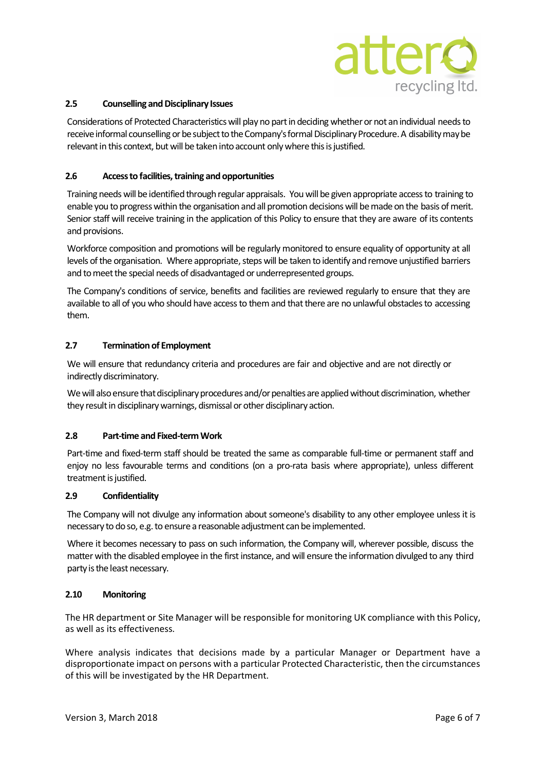### 2.5 Counselling and Disciplinary Issues

Considerations of Protected Characteristics will play no part in deciding whether or not an individual needs to receive informal counselling or be subject to the Company's formal Disciplinary Procedure. A disability may be relevant in this context, but will be taken into account only where this is justified.

### 2.6 Access to facilities, training and opportunities

Training needs will be identified through regular appraisals. You will be given appropriate access to training to enable you to progress within the organisation and all promotion decisions will be made on the basis of merit. Senior staff will receive training in the application of this Policy to ensure that they are aware of its contents and provisions.

Workforce composition and promotions will be regularly monitored to ensure equality of opportunity at all levels of the organisation. Where appropriate, steps will be taken to identify and remove unjustified barriers and to meet the special needs of disadvantaged or underrepresented groups.

The Company's conditions of service, benefits and facilities are reviewed regularly to ensure that they are available to all of you who should have access to them and that there are no unlawful obstacles to accessing them.

### 2.7 Termination of Employment

We will ensure that redundancy criteria and procedures are fair and objective and are not directly or indirectly discriminatory.

We will also ensure that disciplinary procedures and/or penalties are applied without discrimination, whether they result in disciplinary warnings, dismissal or other disciplinary action.

### 2.8 Part-time and Fixed-term Work

Part-time and fixed-term staff should be treated the same as comparable full-time or permanent staff and enjoy no less favourable terms and conditions (on a pro-rata basis where appropriate), unless different treatment is justified.

### 2.9 Confidentiality

The Company will not divulge any information about someone's disability to any other employee unless it is necessary to do so, e.g. to ensure a reasonable adjustment can be implemented.

Where it becomes necessary to pass on such information, the Company will, wherever possible, discuss the matter with the disabled employee in the first instance, and will ensure the information divulged to any third party is the least necessary.

### 2.10 Monitoring

The HR department or Site Manager will be responsible for monitoring UK compliance with this Policy, as well as its effectiveness.

Where analysis indicates that decisions made by a particular Manager or Department have a disproportionate impact on persons with a particular Protected Characteristic, then the circumstances of this will be investigated by the HR Department.

Version 3, March 2018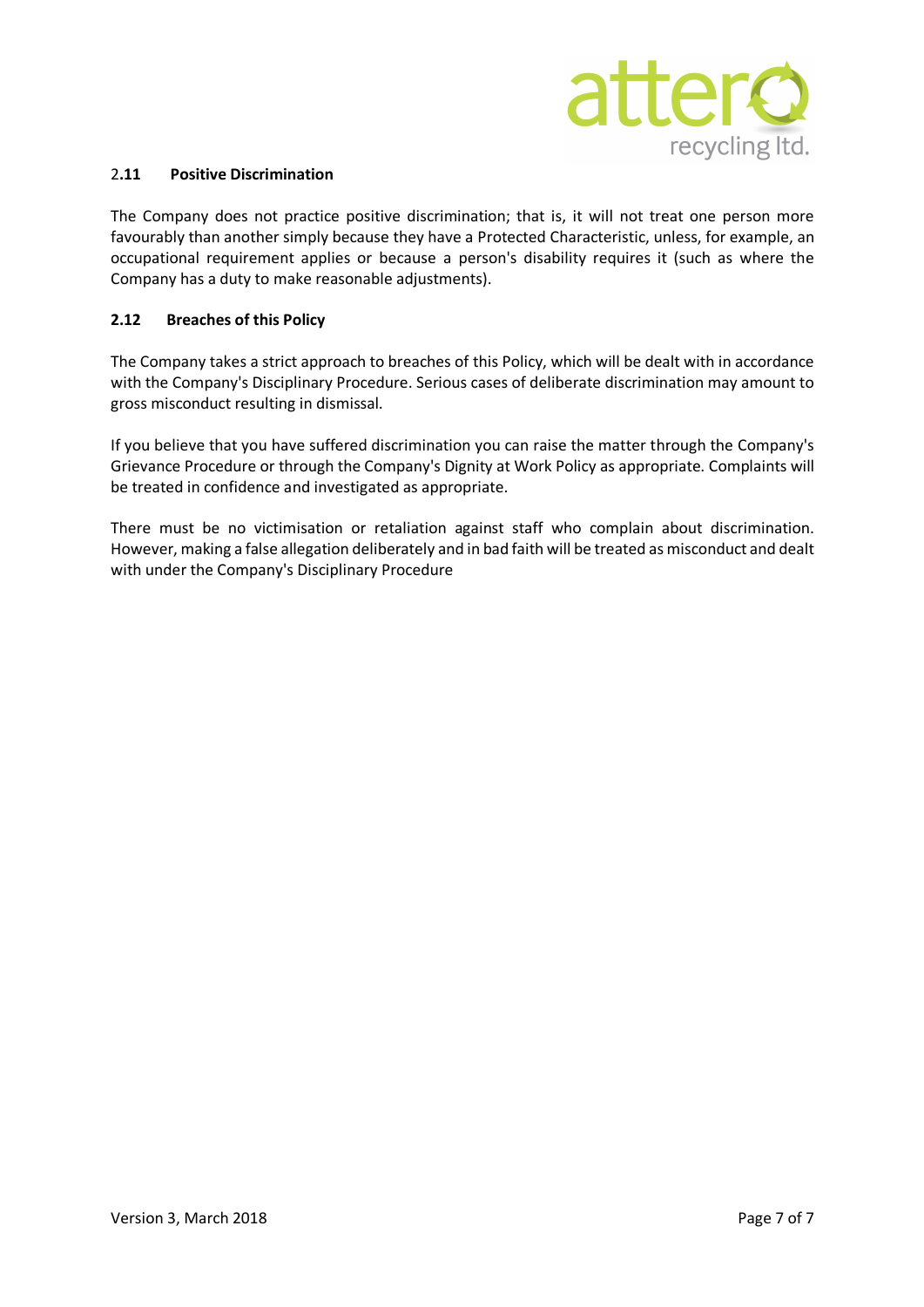### 2.11 Positive Discrimination

The Company does not practice positive discrimination; that is, it will not treat one person more favourably than another simply because they have a Protected Characteristic, unless, for example, an occupational requirement applies or because a person's disability requires it (such as where the Company has a duty to make reasonable adjustments).

### 2.12 Breaches of this Policy

The Company takes a strict approach to breaches of this Policy, which will be dealt with in accordance with the Company's Disciplinary Procedure. Serious cases of deliberate discrimination may amount to gross misconduct resulting in dismissal.

If you believe that you have suffered discrimination you can raise the matter through the Company's Grievance Procedure or through the Company's Dignity at Work Policy as appropriate. Complaints will be treated in confidence and investigated as appropriate.

There must be no victimisation or retaliation against staff who complain about discrimination. However, making a false allegation deliberately and in bad faith will be treated as misconduct and dealt with under the Company's Disciplinary Procedure

Version 3, March 2018